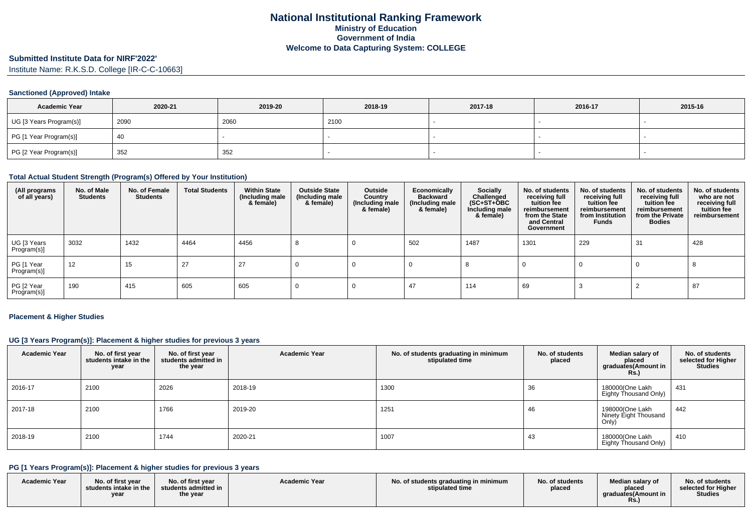# National Institutional Ranking Framework

**Ministry of Education**
**Government of India**
**Welcome to Data Capturing System: COLLEGE**

## Submitted Institute Data for NIRF'2022'

Institute Name: R.K.S.D. College [IR-C-C-10663]

### Sanctioned (Approved) Intake

| Academic Year | 2020-21 | 2019-20 | 2018-19 | 2017-18 | 2016-17 | 2015-16 |
|---|---|---|---|---|---|---|
| UG [3 Years Program(s)] | 2090 | 2060 | 2100 | - | - | - |
| PG [1 Year Program(s)] | 40 | - | - | - | - | - |
| PG [2 Year Program(s)] | 352 | 352 | - | - | - | - |

### Total Actual Student Strength (Program(s) Offered by Your Institution)

| (All programs of all years) | No. of Male Students | No. of Female Students | Total Students | Within State (Including male & female) | Outside State (Including male & female) | Outside Country (Including male & female) | Economically Backward (Including male & female) | Socially Challenged (SC+ST+OBC Including male & female) | No. of students receiving full tuition fee reimbursement from the State and Central Government | No. of students receiving full tuition fee reimbursement from Institution Funds | No. of students receiving full tuition fee reimbursement from the Private Bodies | No. of students who are not receiving full tuition fee reimbursement |
|---|---|---|---|---|---|---|---|---|---|---|---|---|
| UG [3 Years Program(s)] | 3032 | 1432 | 4464 | 4456 | 8 | 0 | 502 | 1487 | 1301 | 229 | 31 | 428 |
| PG [1 Year Program(s)] | 12 | 15 | 27 | 27 | 0 | 0 | 0 | 8 | 0 | 0 | 0 | 8 |
| PG [2 Year Program(s)] | 190 | 415 | 605 | 605 | 0 | 0 | 47 | 114 | 69 | 3 | 2 | 87 |

### Placement & Higher Studies

#### UG [3 Years Program(s)]: Placement & higher studies for previous 3 years

| Academic Year | No. of first year students intake in the year | No. of first year students admitted in the year | Academic Year | No. of students graduating in minimum stipulated time | No. of students placed | Median salary of placed graduates(Amount in Rs.) | No. of students selected for Higher Studies |
|---|---|---|---|---|---|---|---|
| 2016-17 | 2100 | 2026 | 2018-19 | 1300 | 36 | 180000(One Lakh Eighty Thousand Only) | 431 |
| 2017-18 | 2100 | 1766 | 2019-20 | 1251 | 46 | 198000(One Lakh Ninety Eight Thousand Only) | 442 |
| 2018-19 | 2100 | 1744 | 2020-21 | 1007 | 43 | 180000(One Lakh Eighty Thousand Only) | 410 |

#### PG [1 Years Program(s)]: Placement & higher studies for previous 3 years

| Academic Year | No. of first year students intake in the year | No. of first year students admitted in the year | Academic Year | No. of students graduating in minimum stipulated time | No. of students placed | Median salary of placed graduates(Amount in Rs.) | No. of students selected for Higher Studies |
|---|---|---|---|---|---|---|---|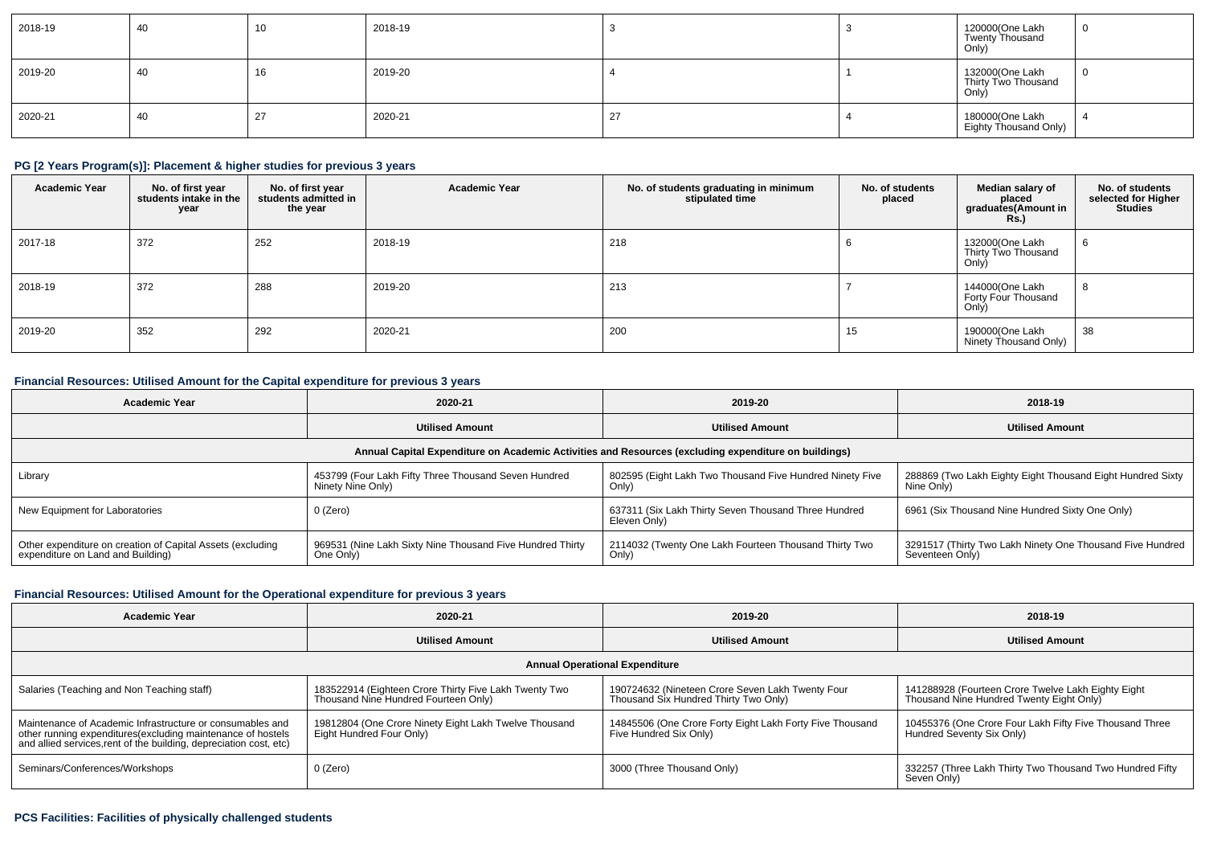| | | | | | | | |
|---|---|---|---|---|---|---|---|
| 2018-19 | 40 | 10 | 2018-19 | 3 | 3 | 120000(One Lakh Twenty Thousand Only) | 0 |
| 2019-20 | 40 | 16 | 2019-20 | 4 | 1 | 132000(One Lakh Thirty Two Thousand Only) | 0 |
| 2020-21 | 40 | 27 | 2020-21 | 27 | 4 | 180000(One Lakh Eighty Thousand Only) | 4 |

### PG [2 Years Program(s)]: Placement & higher studies for previous 3 years

| Academic Year | No. of first year students intake in the year | No. of first year students admitted in the year | Academic Year | No. of students graduating in minimum stipulated time | No. of students placed | Median salary of placed graduates(Amount in Rs.) | No. of students selected for Higher Studies |
|---|---|---|---|---|---|---|---|
| 2017-18 | 372 | 252 | 2018-19 | 218 | 6 | 132000(One Lakh Thirty Two Thousand Only) | 6 |
| 2018-19 | 372 | 288 | 2019-20 | 213 | 7 | 144000(One Lakh Forty Four Thousand Only) | 8 |
| 2019-20 | 352 | 292 | 2020-21 | 200 | 15 | 190000(One Lakh Ninety Thousand Only) | 38 |

### Financial Resources: Utilised Amount for the Capital expenditure for previous 3 years

| Academic Year | 2020-21 | 2019-20 | 2018-19 |
|---|---|---|---|
| | Utilised Amount | Utilised Amount | Utilised Amount |
| Annual Capital Expenditure on Academic Activities and Resources (excluding expenditure on buildings) | | | |
| Library | 453799 (Four Lakh Fifty Three Thousand Seven Hundred Ninety Nine Only) | 802595 (Eight Lakh Two Thousand Five Hundred Ninety Five Only) | 288869 (Two Lakh Eighty Eight Thousand Eight Hundred Sixty Nine Only) |
| New Equipment for Laboratories | 0 (Zero) | 637311 (Six Lakh Thirty Seven Thousand Three Hundred Eleven Only) | 6961 (Six Thousand Nine Hundred Sixty One Only) |
| Other expenditure on creation of Capital Assets (excluding expenditure on Land and Building) | 969531 (Nine Lakh Sixty Nine Thousand Five Hundred Thirty One Only) | 2114032 (Twenty One Lakh Fourteen Thousand Thirty Two Only) | 3291517 (Thirty Two Lakh Ninety One Thousand Five Hundred Seventeen Only) |

### Financial Resources: Utilised Amount for the Operational expenditure for previous 3 years

| Academic Year | 2020-21 | 2019-20 | 2018-19 |
|---|---|---|---|
| | Utilised Amount | Utilised Amount | Utilised Amount |
| Annual Operational Expenditure | | | |
| Salaries (Teaching and Non Teaching staff) | 183522914 (Eighteen Crore Thirty Five Lakh Twenty Two Thousand Nine Hundred Fourteen Only) | 190724632 (Nineteen Crore Seven Lakh Twenty Four Thousand Six Hundred Thirty Two Only) | 141288928 (Fourteen Crore Twelve Lakh Eighty Eight Thousand Nine Hundred Twenty Eight Only) |
| Maintenance of Academic Infrastructure or consumables and other running expenditures(excluding maintenance of hostels and allied services,rent of the building, depreciation cost, etc) | 19812804 (One Crore Ninety Eight Lakh Twelve Thousand Eight Hundred Four Only) | 14845506 (One Crore Forty Eight Lakh Forty Five Thousand Five Hundred Six Only) | 10455376 (One Crore Four Lakh Fifty Five Thousand Three Hundred Seventy Six Only) |
| Seminars/Conferences/Workshops | 0 (Zero) | 3000 (Three Thousand Only) | 332257 (Three Lakh Thirty Two Thousand Two Hundred Fifty Seven Only) |

### PCS Facilities: Facilities of physically challenged students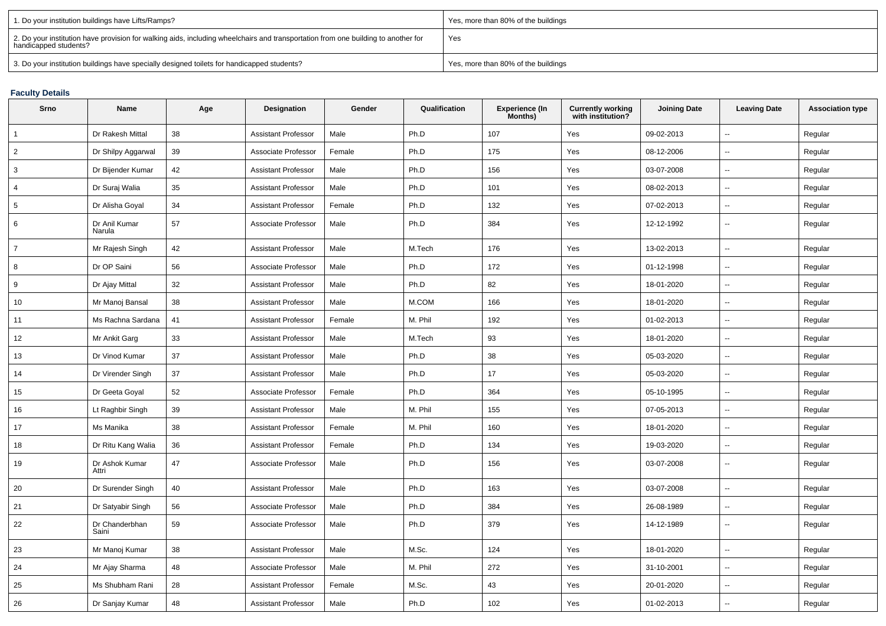| 1. Do your institution buildings have Lifts/Ramps? | Yes, more than 80% of the buildings |
|---|---|
| 2. Do your institution have provision for walking aids, including wheelchairs and transportation from one building to another for handicapped students? | Yes |
| 3. Do your institution buildings have specially designed toilets for handicapped students? | Yes, more than 80% of the buildings |

### Faculty Details

| Srno | Name | Age | Designation | Gender | Qualification | Experience (In Months) | Currently working with institution? | Joining Date | Leaving Date | Association type |
|---|---|---|---|---|---|---|---|---|---|---|
| 1 | Dr Rakesh Mittal | 38 | Assistant Professor | Male | Ph.D | 107 | Yes | 09-02-2013 | -- | Regular |
| 2 | Dr Shilpy Aggarwal | 39 | Associate Professor | Female | Ph.D | 175 | Yes | 08-12-2006 | -- | Regular |
| 3 | Dr Bijender Kumar | 42 | Assistant Professor | Male | Ph.D | 156 | Yes | 03-07-2008 | -- | Regular |
| 4 | Dr Suraj Walia | 35 | Assistant Professor | Male | Ph.D | 101 | Yes | 08-02-2013 | -- | Regular |
| 5 | Dr Alisha Goyal | 34 | Assistant Professor | Female | Ph.D | 132 | Yes | 07-02-2013 | -- | Regular |
| 6 | Dr Anil Kumar Narula | 57 | Associate Professor | Male | Ph.D | 384 | Yes | 12-12-1992 | -- | Regular |
| 7 | Mr Rajesh Singh | 42 | Assistant Professor | Male | M.Tech | 176 | Yes | 13-02-2013 | -- | Regular |
| 8 | Dr OP Saini | 56 | Associate Professor | Male | Ph.D | 172 | Yes | 01-12-1998 | -- | Regular |
| 9 | Dr Ajay Mittal | 32 | Assistant Professor | Male | Ph.D | 82 | Yes | 18-01-2020 | -- | Regular |
| 10 | Mr Manoj Bansal | 38 | Assistant Professor | Male | M.COM | 166 | Yes | 18-01-2020 | -- | Regular |
| 11 | Ms Rachna Sardana | 41 | Assistant Professor | Female | M. Phil | 192 | Yes | 01-02-2013 | -- | Regular |
| 12 | Mr Ankit Garg | 33 | Assistant Professor | Male | M.Tech | 93 | Yes | 18-01-2020 | -- | Regular |
| 13 | Dr Vinod Kumar | 37 | Assistant Professor | Male | Ph.D | 38 | Yes | 05-03-2020 | -- | Regular |
| 14 | Dr Virender Singh | 37 | Assistant Professor | Male | Ph.D | 17 | Yes | 05-03-2020 | -- | Regular |
| 15 | Dr Geeta Goyal | 52 | Associate Professor | Female | Ph.D | 364 | Yes | 05-10-1995 | -- | Regular |
| 16 | Lt Raghbir Singh | 39 | Assistant Professor | Male | M. Phil | 155 | Yes | 07-05-2013 | -- | Regular |
| 17 | Ms Manika | 38 | Assistant Professor | Female | M. Phil | 160 | Yes | 18-01-2020 | -- | Regular |
| 18 | Dr Ritu Kang Walia | 36 | Assistant Professor | Female | Ph.D | 134 | Yes | 19-03-2020 | -- | Regular |
| 19 | Dr Ashok Kumar Attri | 47 | Associate Professor | Male | Ph.D | 156 | Yes | 03-07-2008 | -- | Regular |
| 20 | Dr Surender Singh | 40 | Assistant Professor | Male | Ph.D | 163 | Yes | 03-07-2008 | -- | Regular |
| 21 | Dr Satyabir Singh | 56 | Associate Professor | Male | Ph.D | 384 | Yes | 26-08-1989 | -- | Regular |
| 22 | Dr Chanderbhan Saini | 59 | Associate Professor | Male | Ph.D | 379 | Yes | 14-12-1989 | -- | Regular |
| 23 | Mr Manoj Kumar | 38 | Assistant Professor | Male | M.Sc. | 124 | Yes | 18-01-2020 | -- | Regular |
| 24 | Mr Ajay Sharma | 48 | Associate Professor | Male | M. Phil | 272 | Yes | 31-10-2001 | -- | Regular |
| 25 | Ms Shubham Rani | 28 | Assistant Professor | Female | M.Sc. | 43 | Yes | 20-01-2020 | -- | Regular |
| 26 | Dr Sanjay Kumar | 48 | Assistant Professor | Male | Ph.D | 102 | Yes | 01-02-2013 | -- | Regular |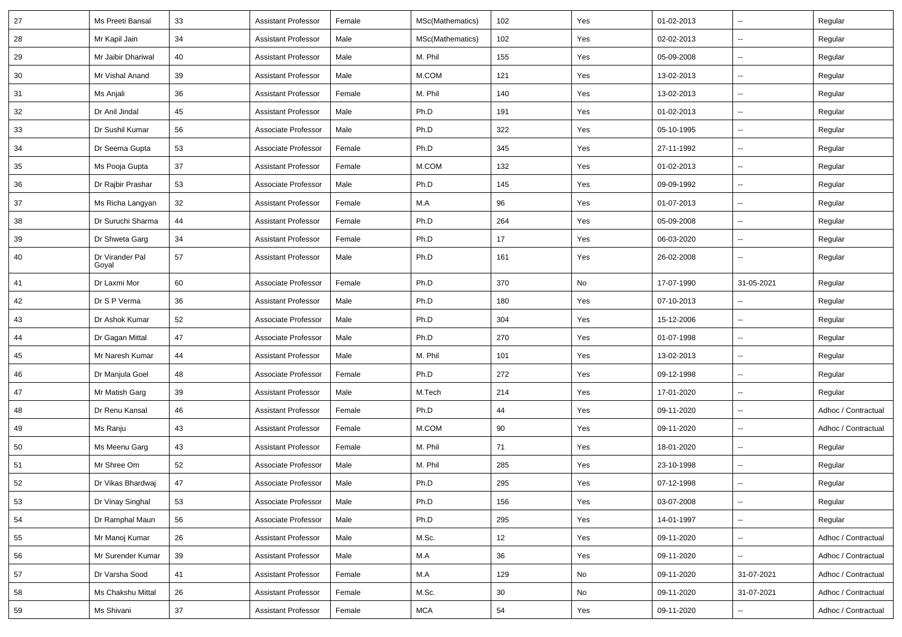| 27 | Ms Preeti Bansal | 33 | Assistant Professor | Female | MSc(Mathematics) | 102 | Yes | 01-02-2013 | -- | Regular |
|---|---|---|---|---|---|---|---|---|---|---|
| 28 | Mr Kapil Jain | 34 | Assistant Professor | Male | MSc(Mathematics) | 102 | Yes | 02-02-2013 | -- | Regular |
| 29 | Mr Jaibir Dhariwal | 40 | Assistant Professor | Male | M. Phil | 155 | Yes | 05-09-2008 | -- | Regular |
| 30 | Mr Vishal Anand | 39 | Assistant Professor | Male | M.COM | 121 | Yes | 13-02-2013 | -- | Regular |
| 31 | Ms Anjali | 36 | Assistant Professor | Female | M. Phil | 140 | Yes | 13-02-2013 | -- | Regular |
| 32 | Dr Anil Jindal | 45 | Assistant Professor | Male | Ph.D | 191 | Yes | 01-02-2013 | -- | Regular |
| 33 | Dr Sushil Kumar | 56 | Associate Professor | Male | Ph.D | 322 | Yes | 05-10-1995 | -- | Regular |
| 34 | Dr Seema Gupta | 53 | Associate Professor | Female | Ph.D | 345 | Yes | 27-11-1992 | -- | Regular |
| 35 | Ms Pooja Gupta | 37 | Assistant Professor | Female | M.COM | 132 | Yes | 01-02-2013 | -- | Regular |
| 36 | Dr Rajbir Prashar | 53 | Associate Professor | Male | Ph.D | 145 | Yes | 09-09-1992 | -- | Regular |
| 37 | Ms Richa Langyan | 32 | Assistant Professor | Female | M.A | 96 | Yes | 01-07-2013 | -- | Regular |
| 38 | Dr Suruchi Sharma | 44 | Assistant Professor | Female | Ph.D | 264 | Yes | 05-09-2008 | -- | Regular |
| 39 | Dr Shweta Garg | 34 | Assistant Professor | Female | Ph.D | 17 | Yes | 06-03-2020 | -- | Regular |
| 40 | Dr Virander Pal Goyal | 57 | Assistant Professor | Male | Ph.D | 161 | Yes | 26-02-2008 | -- | Regular |
| 41 | Dr Laxmi Mor | 60 | Associate Professor | Female | Ph.D | 370 | No | 17-07-1990 | 31-05-2021 | Regular |
| 42 | Dr S P Verma | 36 | Assistant Professor | Male | Ph.D | 180 | Yes | 07-10-2013 | -- | Regular |
| 43 | Dr Ashok Kumar | 52 | Associate Professor | Male | Ph.D | 304 | Yes | 15-12-2006 | -- | Regular |
| 44 | Dr Gagan Mittal | 47 | Associate Professor | Male | Ph.D | 270 | Yes | 01-07-1998 | -- | Regular |
| 45 | Mr Naresh Kumar | 44 | Assistant Professor | Male | M. Phil | 101 | Yes | 13-02-2013 | -- | Regular |
| 46 | Dr Manjula Goel | 48 | Associate Professor | Female | Ph.D | 272 | Yes | 09-12-1998 | -- | Regular |
| 47 | Mr Matish Garg | 39 | Assistant Professor | Male | M.Tech | 214 | Yes | 17-01-2020 | -- | Regular |
| 48 | Dr Renu Kansal | 46 | Assistant Professor | Female | Ph.D | 44 | Yes | 09-11-2020 | -- | Adhoc / Contractual |
| 49 | Ms Ranju | 43 | Assistant Professor | Female | M.COM | 90 | Yes | 09-11-2020 | -- | Adhoc / Contractual |
| 50 | Ms Meenu Garg | 43 | Assistant Professor | Female | M. Phil | 71 | Yes | 18-01-2020 | -- | Regular |
| 51 | Mr Shree Om | 52 | Associate Professor | Male | M. Phil | 285 | Yes | 23-10-1998 | -- | Regular |
| 52 | Dr Vikas Bhardwaj | 47 | Associate Professor | Male | Ph.D | 295 | Yes | 07-12-1998 | -- | Regular |
| 53 | Dr Vinay Singhal | 53 | Associate Professor | Male | Ph.D | 156 | Yes | 03-07-2008 | -- | Regular |
| 54 | Dr Ramphal Maun | 56 | Associate Professor | Male | Ph.D | 295 | Yes | 14-01-1997 | -- | Regular |
| 55 | Mr Manoj Kumar | 26 | Assistant Professor | Male | M.Sc. | 12 | Yes | 09-11-2020 | -- | Adhoc / Contractual |
| 56 | Mr Surender Kumar | 39 | Assistant Professor | Male | M.A | 36 | Yes | 09-11-2020 | -- | Adhoc / Contractual |
| 57 | Dr Varsha Sood | 41 | Assistant Professor | Female | M.A | 129 | No | 09-11-2020 | 31-07-2021 | Adhoc / Contractual |
| 58 | Ms Chakshu Mittal | 26 | Assistant Professor | Female | M.Sc. | 30 | No | 09-11-2020 | 31-07-2021 | Adhoc / Contractual |
| 59 | Ms Shivani | 37 | Assistant Professor | Female | MCA | 54 | Yes | 09-11-2020 | -- | Adhoc / Contractual |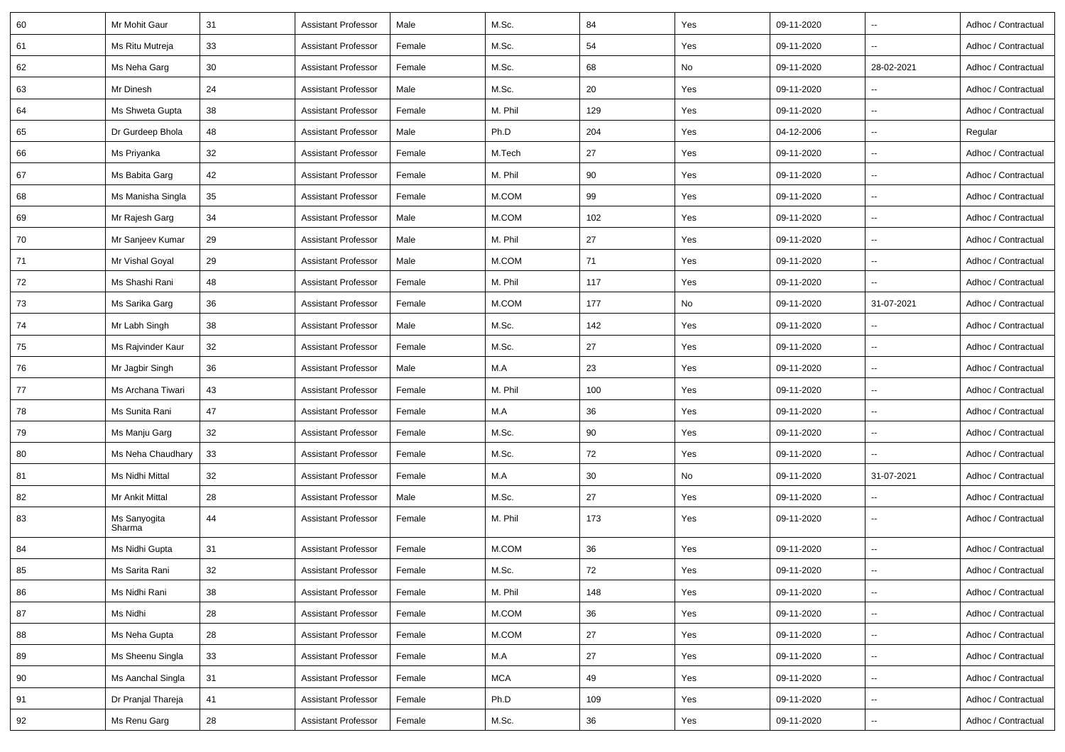| 60 | Mr Mohit Gaur | 31 | Assistant Professor | Male | M.Sc. | 84 | Yes | 09-11-2020 | -- | Adhoc / Contractual |
|---|---|---|---|---|---|---|---|---|---|---|
| 61 | Ms Ritu Mutreja | 33 | Assistant Professor | Female | M.Sc. | 54 | Yes | 09-11-2020 | -- | Adhoc / Contractual |
| 62 | Ms Neha Garg | 30 | Assistant Professor | Female | M.Sc. | 68 | No | 09-11-2020 | 28-02-2021 | Adhoc / Contractual |
| 63 | Mr Dinesh | 24 | Assistant Professor | Male | M.Sc. | 20 | Yes | 09-11-2020 | -- | Adhoc / Contractual |
| 64 | Ms Shweta Gupta | 38 | Assistant Professor | Female | M. Phil | 129 | Yes | 09-11-2020 | -- | Adhoc / Contractual |
| 65 | Dr Gurdeep Bhola | 48 | Assistant Professor | Male | Ph.D | 204 | Yes | 04-12-2006 | -- | Regular |
| 66 | Ms Priyanka | 32 | Assistant Professor | Female | M.Tech | 27 | Yes | 09-11-2020 | -- | Adhoc / Contractual |
| 67 | Ms Babita Garg | 42 | Assistant Professor | Female | M. Phil | 90 | Yes | 09-11-2020 | -- | Adhoc / Contractual |
| 68 | Ms Manisha Singla | 35 | Assistant Professor | Female | M.COM | 99 | Yes | 09-11-2020 | -- | Adhoc / Contractual |
| 69 | Mr Rajesh Garg | 34 | Assistant Professor | Male | M.COM | 102 | Yes | 09-11-2020 | -- | Adhoc / Contractual |
| 70 | Mr Sanjeev Kumar | 29 | Assistant Professor | Male | M. Phil | 27 | Yes | 09-11-2020 | -- | Adhoc / Contractual |
| 71 | Mr Vishal Goyal | 29 | Assistant Professor | Male | M.COM | 71 | Yes | 09-11-2020 | -- | Adhoc / Contractual |
| 72 | Ms Shashi Rani | 48 | Assistant Professor | Female | M. Phil | 117 | Yes | 09-11-2020 | -- | Adhoc / Contractual |
| 73 | Ms Sarika Garg | 36 | Assistant Professor | Female | M.COM | 177 | No | 09-11-2020 | 31-07-2021 | Adhoc / Contractual |
| 74 | Mr Labh Singh | 38 | Assistant Professor | Male | M.Sc. | 142 | Yes | 09-11-2020 | -- | Adhoc / Contractual |
| 75 | Ms Rajvinder Kaur | 32 | Assistant Professor | Female | M.Sc. | 27 | Yes | 09-11-2020 | -- | Adhoc / Contractual |
| 76 | Mr Jagbir Singh | 36 | Assistant Professor | Male | M.A | 23 | Yes | 09-11-2020 | -- | Adhoc / Contractual |
| 77 | Ms Archana Tiwari | 43 | Assistant Professor | Female | M. Phil | 100 | Yes | 09-11-2020 | -- | Adhoc / Contractual |
| 78 | Ms Sunita Rani | 47 | Assistant Professor | Female | M.A | 36 | Yes | 09-11-2020 | -- | Adhoc / Contractual |
| 79 | Ms Manju Garg | 32 | Assistant Professor | Female | M.Sc. | 90 | Yes | 09-11-2020 | -- | Adhoc / Contractual |
| 80 | Ms Neha Chaudhary | 33 | Assistant Professor | Female | M.Sc. | 72 | Yes | 09-11-2020 | -- | Adhoc / Contractual |
| 81 | Ms Nidhi Mittal | 32 | Assistant Professor | Female | M.A | 30 | No | 09-11-2020 | 31-07-2021 | Adhoc / Contractual |
| 82 | Mr Ankit Mittal | 28 | Assistant Professor | Male | M.Sc. | 27 | Yes | 09-11-2020 | -- | Adhoc / Contractual |
| 83 | Ms Sanyogita Sharma | 44 | Assistant Professor | Female | M. Phil | 173 | Yes | 09-11-2020 | -- | Adhoc / Contractual |
| 84 | Ms Nidhi Gupta | 31 | Assistant Professor | Female | M.COM | 36 | Yes | 09-11-2020 | -- | Adhoc / Contractual |
| 85 | Ms Sarita Rani | 32 | Assistant Professor | Female | M.Sc. | 72 | Yes | 09-11-2020 | -- | Adhoc / Contractual |
| 86 | Ms Nidhi Rani | 38 | Assistant Professor | Female | M. Phil | 148 | Yes | 09-11-2020 | -- | Adhoc / Contractual |
| 87 | Ms Nidhi | 28 | Assistant Professor | Female | M.COM | 36 | Yes | 09-11-2020 | -- | Adhoc / Contractual |
| 88 | Ms Neha Gupta | 28 | Assistant Professor | Female | M.COM | 27 | Yes | 09-11-2020 | -- | Adhoc / Contractual |
| 89 | Ms Sheenu Singla | 33 | Assistant Professor | Female | M.A | 27 | Yes | 09-11-2020 | -- | Adhoc / Contractual |
| 90 | Ms Aanchal Singla | 31 | Assistant Professor | Female | MCA | 49 | Yes | 09-11-2020 | -- | Adhoc / Contractual |
| 91 | Dr Pranjal Thareja | 41 | Assistant Professor | Female | Ph.D | 109 | Yes | 09-11-2020 | -- | Adhoc / Contractual |
| 92 | Ms Renu Garg | 28 | Assistant Professor | Female | M.Sc. | 36 | Yes | 09-11-2020 | -- | Adhoc / Contractual |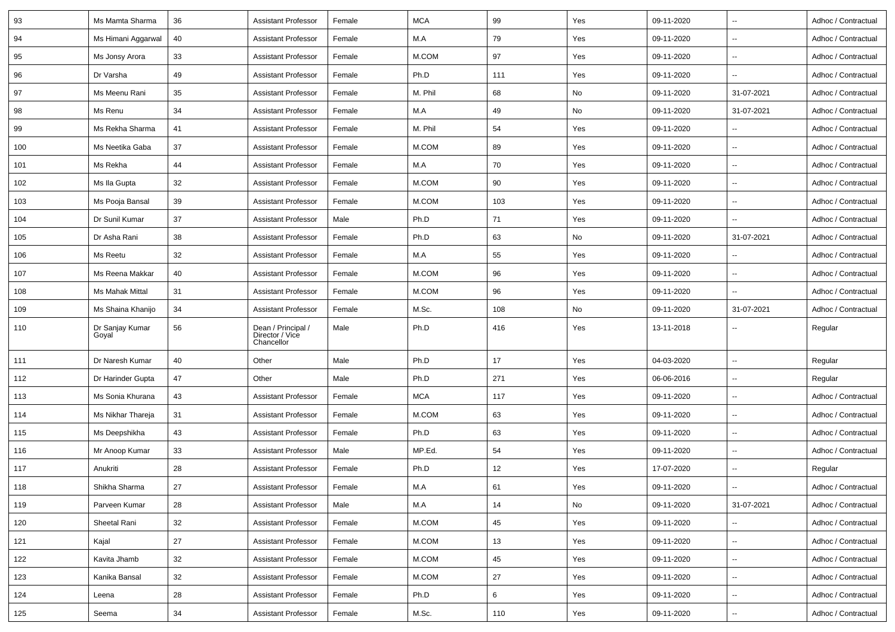| 93 | Ms Mamta Sharma | 36 | Assistant Professor | Female | MCA | 99 | Yes | 09-11-2020 | -- | Adhoc / Contractual |
|---|---|---|---|---|---|---|---|---|---|---|
| 94 | Ms Himani Aggarwal | 40 | Assistant Professor | Female | M.A | 79 | Yes | 09-11-2020 | -- | Adhoc / Contractual |
| 95 | Ms Jonsy Arora | 33 | Assistant Professor | Female | M.COM | 97 | Yes | 09-11-2020 | -- | Adhoc / Contractual |
| 96 | Dr Varsha | 49 | Assistant Professor | Female | Ph.D | 111 | Yes | 09-11-2020 | -- | Adhoc / Contractual |
| 97 | Ms Meenu Rani | 35 | Assistant Professor | Female | M. Phil | 68 | No | 09-11-2020 | 31-07-2021 | Adhoc / Contractual |
| 98 | Ms Renu | 34 | Assistant Professor | Female | M.A | 49 | No | 09-11-2020 | 31-07-2021 | Adhoc / Contractual |
| 99 | Ms Rekha Sharma | 41 | Assistant Professor | Female | M. Phil | 54 | Yes | 09-11-2020 | -- | Adhoc / Contractual |
| 100 | Ms Neetika Gaba | 37 | Assistant Professor | Female | M.COM | 89 | Yes | 09-11-2020 | -- | Adhoc / Contractual |
| 101 | Ms Rekha | 44 | Assistant Professor | Female | M.A | 70 | Yes | 09-11-2020 | -- | Adhoc / Contractual |
| 102 | Ms Ila Gupta | 32 | Assistant Professor | Female | M.COM | 90 | Yes | 09-11-2020 | -- | Adhoc / Contractual |
| 103 | Ms Pooja Bansal | 39 | Assistant Professor | Female | M.COM | 103 | Yes | 09-11-2020 | -- | Adhoc / Contractual |
| 104 | Dr Sunil Kumar | 37 | Assistant Professor | Male | Ph.D | 71 | Yes | 09-11-2020 | -- | Adhoc / Contractual |
| 105 | Dr Asha Rani | 38 | Assistant Professor | Female | Ph.D | 63 | No | 09-11-2020 | 31-07-2021 | Adhoc / Contractual |
| 106 | Ms Reetu | 32 | Assistant Professor | Female | M.A | 55 | Yes | 09-11-2020 | -- | Adhoc / Contractual |
| 107 | Ms Reena Makkar | 40 | Assistant Professor | Female | M.COM | 96 | Yes | 09-11-2020 | -- | Adhoc / Contractual |
| 108 | Ms Mahak Mittal | 31 | Assistant Professor | Female | M.COM | 96 | Yes | 09-11-2020 | -- | Adhoc / Contractual |
| 109 | Ms Shaina Khanijo | 34 | Assistant Professor | Female | M.Sc. | 108 | No | 09-11-2020 | 31-07-2021 | Adhoc / Contractual |
| 110 | Dr Sanjay Kumar Goyal | 56 | Dean / Principal / Director / Vice Chancellor | Male | Ph.D | 416 | Yes | 13-11-2018 | -- | Regular |
| 111 | Dr Naresh Kumar | 40 | Other | Male | Ph.D | 17 | Yes | 04-03-2020 | -- | Regular |
| 112 | Dr Harinder Gupta | 47 | Other | Male | Ph.D | 271 | Yes | 06-06-2016 | -- | Regular |
| 113 | Ms Sonia Khurana | 43 | Assistant Professor | Female | MCA | 117 | Yes | 09-11-2020 | -- | Adhoc / Contractual |
| 114 | Ms Nikhar Thareja | 31 | Assistant Professor | Female | M.COM | 63 | Yes | 09-11-2020 | -- | Adhoc / Contractual |
| 115 | Ms Deepshikha | 43 | Assistant Professor | Female | Ph.D | 63 | Yes | 09-11-2020 | -- | Adhoc / Contractual |
| 116 | Mr Anoop Kumar | 33 | Assistant Professor | Male | MP.Ed. | 54 | Yes | 09-11-2020 | -- | Adhoc / Contractual |
| 117 | Anukriti | 28 | Assistant Professor | Female | Ph.D | 12 | Yes | 17-07-2020 | -- | Regular |
| 118 | Shikha Sharma | 27 | Assistant Professor | Female | M.A | 61 | Yes | 09-11-2020 | -- | Adhoc / Contractual |
| 119 | Parveen Kumar | 28 | Assistant Professor | Male | M.A | 14 | No | 09-11-2020 | 31-07-2021 | Adhoc / Contractual |
| 120 | Sheetal Rani | 32 | Assistant Professor | Female | M.COM | 45 | Yes | 09-11-2020 | -- | Adhoc / Contractual |
| 121 | Kajal | 27 | Assistant Professor | Female | M.COM | 13 | Yes | 09-11-2020 | -- | Adhoc / Contractual |
| 122 | Kavita Jhamb | 32 | Assistant Professor | Female | M.COM | 45 | Yes | 09-11-2020 | -- | Adhoc / Contractual |
| 123 | Kanika Bansal | 32 | Assistant Professor | Female | M.COM | 27 | Yes | 09-11-2020 | -- | Adhoc / Contractual |
| 124 | Leena | 28 | Assistant Professor | Female | Ph.D | 6 | Yes | 09-11-2020 | -- | Adhoc / Contractual |
| 125 | Seema | 34 | Assistant Professor | Female | M.Sc. | 110 | Yes | 09-11-2020 | -- | Adhoc / Contractual |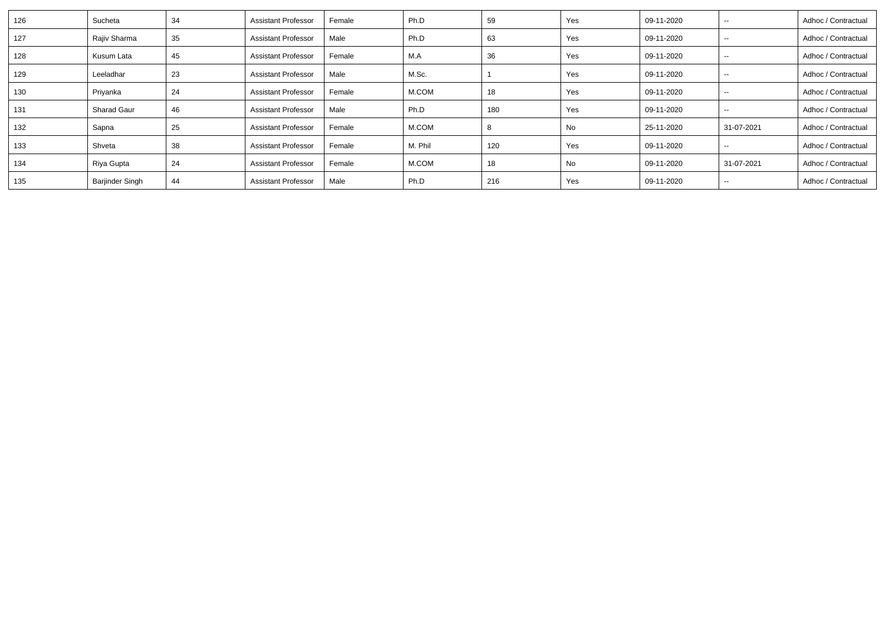| | | | | | | | | | | |
|---|---|---|---|---|---|---|---|---|---|---|
| 126 | Sucheta | 34 | Assistant Professor | Female | Ph.D | 59 | Yes | 09-11-2020 | -- | Adhoc / Contractual |
| 127 | Rajiv Sharma | 35 | Assistant Professor | Male | Ph.D | 63 | Yes | 09-11-2020 | -- | Adhoc / Contractual |
| 128 | Kusum Lata | 45 | Assistant Professor | Female | M.A | 36 | Yes | 09-11-2020 | -- | Adhoc / Contractual |
| 129 | Leeladhar | 23 | Assistant Professor | Male | M.Sc. | 1 | Yes | 09-11-2020 | -- | Adhoc / Contractual |
| 130 | Priyanka | 24 | Assistant Professor | Female | M.COM | 18 | Yes | 09-11-2020 | -- | Adhoc / Contractual |
| 131 | Sharad Gaur | 46 | Assistant Professor | Male | Ph.D | 180 | Yes | 09-11-2020 | -- | Adhoc / Contractual |
| 132 | Sapna | 25 | Assistant Professor | Female | M.COM | 8 | No | 25-11-2020 | 31-07-2021 | Adhoc / Contractual |
| 133 | Shveta | 38 | Assistant Professor | Female | M. Phil | 120 | Yes | 09-11-2020 | -- | Adhoc / Contractual |
| 134 | Riya Gupta | 24 | Assistant Professor | Female | M.COM | 18 | No | 09-11-2020 | 31-07-2021 | Adhoc / Contractual |
| 135 | Barjinder Singh | 44 | Assistant Professor | Male | Ph.D | 216 | Yes | 09-11-2020 | -- | Adhoc / Contractual |